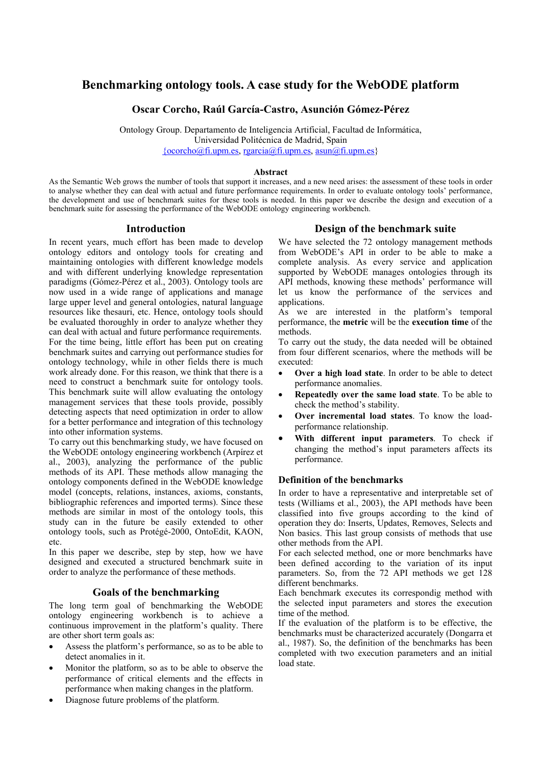# Benchmarking ontology tools. A case study for the WebODE platform

**Oscar Corcho, Raúl García-Castro, Asunción Gómez-Pérez**

Ontology Group. Departamento de Inteligencia Artificial, Facultad de Informática,
Universidad Politécnica de Madrid, Spain
{ocorcho@fi.upm.es, rgarcia@fi.upm.es, asun@fi.upm.es}

## Abstract

As the Semantic Web grows the number of tools that support it increases, and a new need arises: the assessment of these tools in order to analyse whether they can deal with actual and future performance requirements. In order to evaluate ontology tools' performance, the development and use of benchmark suites for these tools is needed. In this paper we describe the design and execution of a benchmark suite for assessing the performance of the WebODE ontology engineering workbench.

## Introduction

In recent years, much effort has been made to develop ontology editors and ontology tools for creating and maintaining ontologies with different knowledge models and with different underlying knowledge representation paradigms (Gómez-Pérez et al., 2003). Ontology tools are now used in a wide range of applications and manage large upper level and general ontologies, natural language resources like thesauri, etc. Hence, ontology tools should be evaluated thoroughly in order to analyze whether they can deal with actual and future performance requirements.

For the time being, little effort has been put on creating benchmark suites and carrying out performance studies for ontology technology, while in other fields there is much work already done. For this reason, we think that there is a need to construct a benchmark suite for ontology tools. This benchmark suite will allow evaluating the ontology management services that these tools provide, possibly detecting aspects that need optimization in order to allow for a better performance and integration of this technology into other information systems.

To carry out this benchmarking study, we have focused on the WebODE ontology engineering workbench (Arpírez et al., 2003), analyzing the performance of the public methods of its API. These methods allow managing the ontology components defined in the WebODE knowledge model (concepts, relations, instances, axioms, constants, bibliographic references and imported terms). Since these methods are similar in most of the ontology tools, this study can in the future be easily extended to other ontology tools, such as Protégé-2000, OntoEdit, KAON, etc.

In this paper we describe, step by step, how we have designed and executed a structured benchmark suite in order to analyze the performance of these methods.

## Goals of the benchmarking

The long term goal of benchmarking the WebODE ontology engineering workbench is to achieve a continuous improvement in the platform's quality. There are other short term goals as:

- Assess the platform's performance, so as to be able to detect anomalies in it.
- Monitor the platform, so as to be able to observe the performance of critical elements and the effects in performance when making changes in the platform.
- Diagnose future problems of the platform.

## Design of the benchmark suite

We have selected the 72 ontology management methods from WebODE's API in order to be able to make a complete analysis. As every service and application supported by WebODE manages ontologies through its API methods, knowing these methods' performance will let us know the performance of the services and applications.

As we are interested in the platform's temporal performance, the **metric** will be the **execution time** of the methods.

To carry out the study, the data needed will be obtained from four different scenarios, where the methods will be executed:

- **Over a high load state**. In order to be able to detect performance anomalies.
- **Repeatedly over the same load state**. To be able to check the method's stability.
- **Over incremental load states**. To know the load-performance relationship.
- **With different input parameters**. To check if changing the method's input parameters affects its performance.

### Definition of the benchmarks

In order to have a representative and interpretable set of tests (Williams et al., 2003), the API methods have been classified into five groups according to the kind of operation they do: Inserts, Updates, Removes, Selects and Non basics. This last group consists of methods that use other methods from the API.

For each selected method, one or more benchmarks have been defined according to the variation of its input parameters. So, from the 72 API methods we get 128 different benchmarks.

Each benchmark executes its correspondig method with the selected input parameters and stores the execution time of the method.

If the evaluation of the platform is to be effective, the benchmarks must be characterized accurately (Dongarra et al., 1987). So, the definition of the benchmarks has been completed with two execution parameters and an initial load state.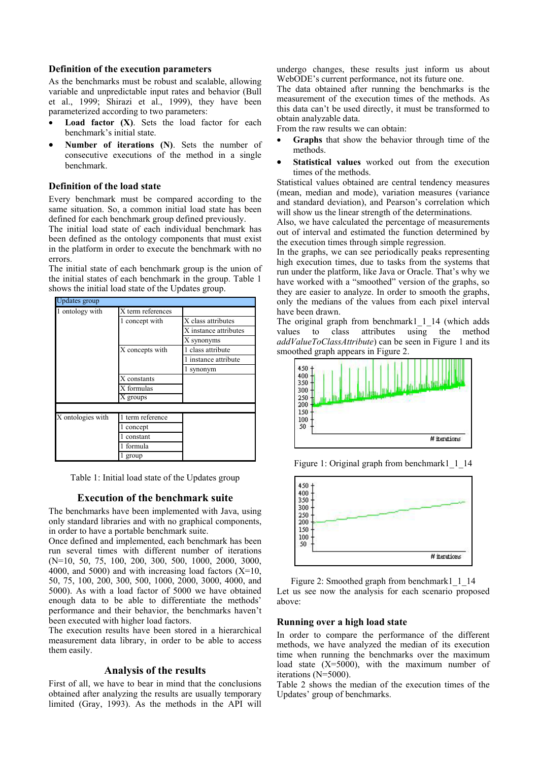### Definition of the execution parameters

As the benchmarks must be robust and scalable, allowing variable and unpredictable input rates and behavior (Bull et al., 1999; Shirazi et al., 1999), they have been parameterized according to two parameters:

- **Load factor (X)**. Sets the load factor for each benchmark's initial state.
- **Number of iterations (N)**. Sets the number of consecutive executions of the method in a single benchmark.

### Definition of the load state

Every benchmark must be compared according to the same situation. So, a common initial load state has been defined for each benchmark group defined previously.

The initial load state of each individual benchmark has been defined as the ontology components that must exist in the platform in order to execute the benchmark with no errors.

The initial state of each benchmark group is the union of the initial states of each benchmark in the group. Table 1 shows the initial load state of the Updates group.

| Updates group | | |
|---|---|---|
| 1 ontology with | X term references | |
| | 1 concept with | X class attributes |
| | | X instance attributes |
| | | X synonyms |
| | X concepts with | 1 class attribute |
| | | 1 instance attribute |
| | | 1 synonym |
| | X constants | |
| | X formulas | |
| | X groups | |
| | | |
| X ontologies with | 1 term reference | |
| | 1 concept | |
| | 1 constant | |
| | 1 formula | |
| | 1 group | |

Table 1: Initial load state of the Updates group

## Execution of the benchmark suite

The benchmarks have been implemented with Java, using only standard libraries and with no graphical components, in order to have a portable benchmark suite.

Once defined and implemented, each benchmark has been run several times with different number of iterations (N=10, 50, 75, 100, 200, 300, 500, 1000, 2000, 3000, 4000, and 5000) and with increasing load factors (X=10, 50, 75, 100, 200, 300, 500, 1000, 2000, 3000, 4000, and 5000). As with a load factor of 5000 we have obtained enough data to be able to differentiate the methods' performance and their behavior, the benchmarks haven't been executed with higher load factors.

The execution results have been stored in a hierarchical measurement data library, in order to be able to access them easily.

## Analysis of the results

First of all, we have to bear in mind that the conclusions obtained after analyzing the results are usually temporary limited (Gray, 1993). As the methods in the API will undergo changes, these results just inform us about WebODE's current performance, not its future one.

The data obtained after running the benchmarks is the measurement of the execution times of the methods. As this data can't be used directly, it must be transformed to obtain analyzable data.

From the raw results we can obtain:

- **Graphs** that show the behavior through time of the methods.
- **Statistical values** worked out from the execution times of the methods.

Statistical values obtained are central tendency measures (mean, median and mode), variation measures (variance and standard deviation), and Pearson's correlation which will show us the linear strength of the determinations.

Also, we have calculated the percentage of measurements out of interval and estimated the function determined by the execution times through simple regression.

In the graphs, we can see periodically peaks representing high execution times, due to tasks from the systems that run under the platform, like Java or Oracle. That's why we have worked with a "smoothed" version of the graphs, so they are easier to analyze. In order to smooth the graphs, only the medians of the values from each pixel interval have been drawn.

The original graph from benchmark1_1_14 (which adds values to class attributes using the method *addValueToClassAttribute*) can be seen in Figure 1 and its smoothed graph appears in Figure 2.

Figure 1: Original graph from benchmark1_1_14

Figure 2: Smoothed graph from benchmark1_1_14

Let us see now the analysis for each scenario proposed above:

### Running over a high load state

In order to compare the performance of the different methods, we have analyzed the median of its execution time when running the benchmarks over the maximum load state (X=5000), with the maximum number of iterations (N=5000).

Table 2 shows the median of the execution times of the Updates' group of benchmarks.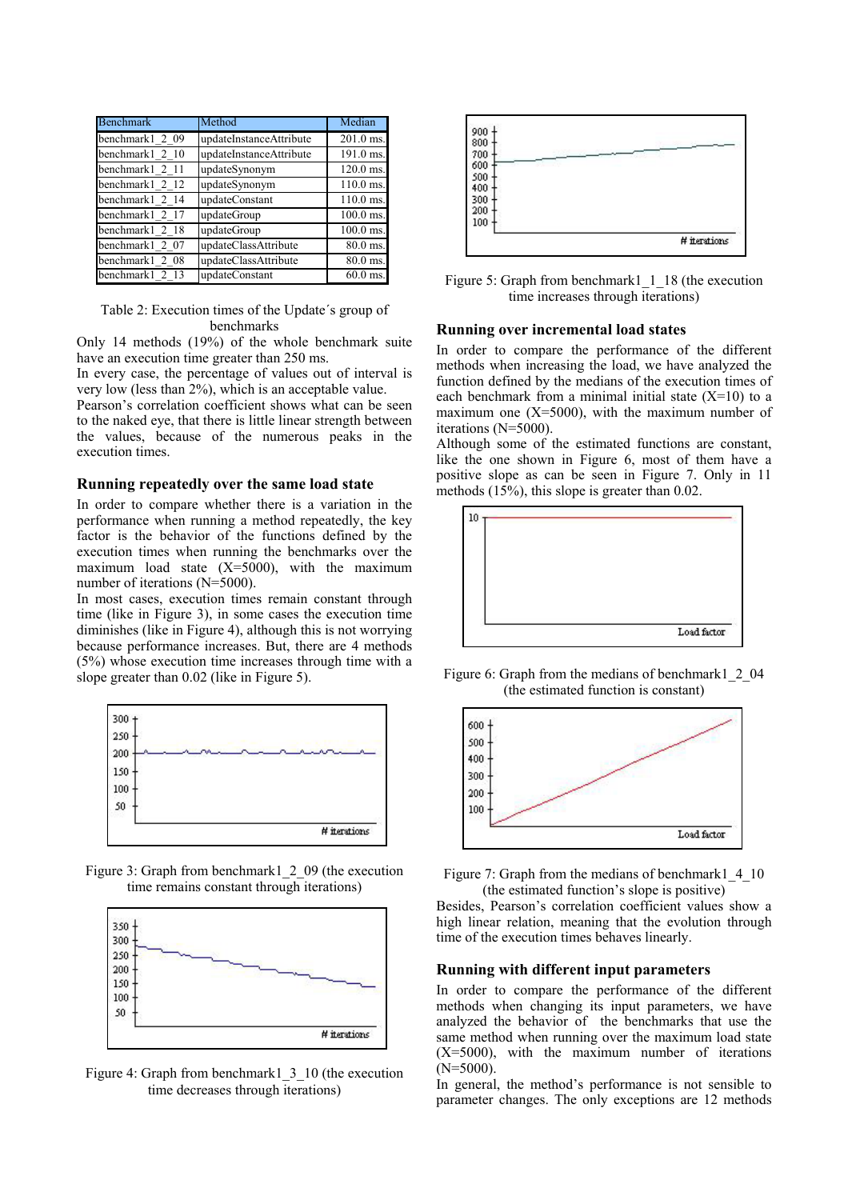| Benchmark | Method | Median |
|---|---|---|
| benchmark1_2_09 | updateInstanceAttribute | 201.0 ms. |
| benchmark1_2_10 | updateInstanceAttribute | 191.0 ms. |
| benchmark1_2_11 | updateSynonym | 120.0 ms. |
| benchmark1_2_12 | updateSynonym | 110.0 ms. |
| benchmark1_2_14 | updateConstant | 110.0 ms. |
| benchmark1_2_17 | updateGroup | 100.0 ms. |
| benchmark1_2_18 | updateGroup | 100.0 ms. |
| benchmark1_2_07 | updateClassAttribute | 80.0 ms. |
| benchmark1_2_08 | updateClassAttribute | 80.0 ms. |
| benchmark1_2_13 | updateConstant | 60.0 ms. |

Table 2: Execution times of the Update´s group of benchmarks

Only 14 methods (19%) of the whole benchmark suite have an execution time greater than 250 ms.

In every case, the percentage of values out of interval is very low (less than 2%), which is an acceptable value.

Pearson's correlation coefficient shows what can be seen to the naked eye, that there is little linear strength between the values, because of the numerous peaks in the execution times.

### Running repeatedly over the same load state

In order to compare whether there is a variation in the performance when running a method repeatedly, the key factor is the behavior of the functions defined by the execution times when running the benchmarks over the maximum load state (X=5000), with the maximum number of iterations (N=5000).

In most cases, execution times remain constant through time (like in Figure 3), in some cases the execution time diminishes (like in Figure 4), although this is not worrying because performance increases. But, there are 4 methods (5%) whose execution time increases through time with a slope greater than 0.02 (like in Figure 5).

Figure 3: Graph from benchmark1_2_09 (the execution time remains constant through iterations)

Figure 4: Graph from benchmark1_3_10 (the execution time decreases through iterations)

Figure 5: Graph from benchmark1_1_18 (the execution time increases through iterations)

### Running over incremental load states

In order to compare the performance of the different methods when increasing the load, we have analyzed the function defined by the medians of the execution times of each benchmark from a minimal initial state (X=10) to a maximum one (X=5000), with the maximum number of iterations (N=5000).

Although some of the estimated functions are constant, like the one shown in Figure 6, most of them have a positive slope as can be seen in Figure 7. Only in 11 methods (15%), this slope is greater than 0.02.

Figure 6: Graph from the medians of benchmark1_2_04 (the estimated function is constant)

Figure 7: Graph from the medians of benchmark1_4_10 (the estimated function's slope is positive)

Besides, Pearson's correlation coefficient values show a high linear relation, meaning that the evolution through time of the execution times behaves linearly.

### Running with different input parameters

In order to compare the performance of the different methods when changing its input parameters, we have analyzed the behavior of the benchmarks that use the same method when running over the maximum load state (X=5000), with the maximum number of iterations (N=5000).

In general, the method's performance is not sensible to parameter changes. The only exceptions are 12 methods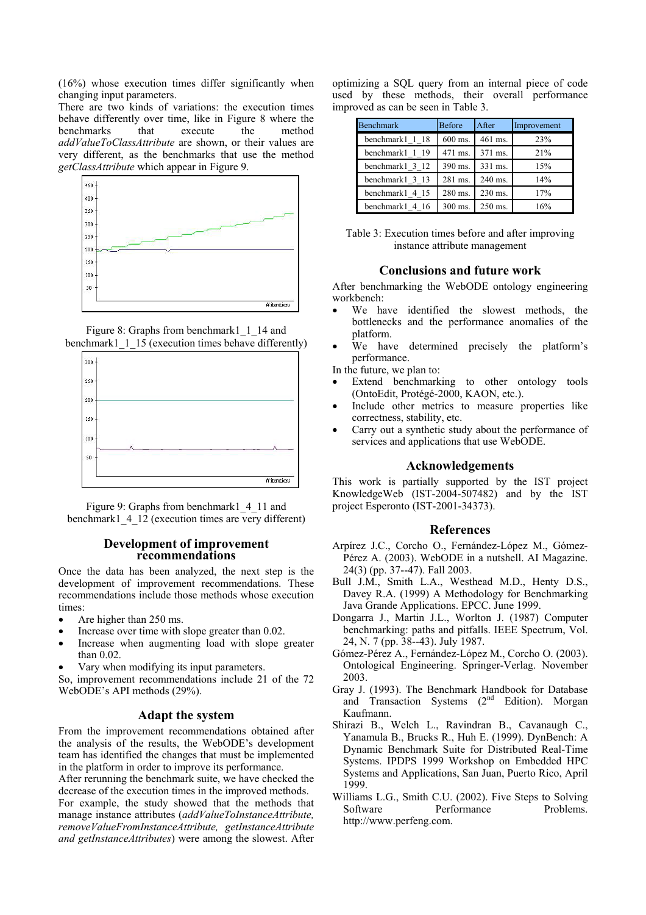(16%) whose execution times differ significantly when changing input parameters.

There are two kinds of variations: the execution times behave differently over time, like in Figure 8 where the benchmarks that execute the method *addValueToClassAttribute* are shown, or their values are very different, as the benchmarks that use the method *getClassAttribute* which appear in Figure 9.

450
400
350
300
250
200
150
100
50
# iterations

Figure 8: Graphs from benchmark1_1_14 and benchmark1_1_15 (execution times behave differently)

300
250
200
150
100
50
# iterations

Figure 9: Graphs from benchmark1_4_11 and benchmark1_4_12 (execution times are very different)

## Development of improvement recommendations

Once the data has been analyzed, the next step is the development of improvement recommendations. These recommendations include those methods whose execution times:

- Are higher than 250 ms.
- Increase over time with slope greater than 0.02.
- Increase when augmenting load with slope greater than 0.02.
- Vary when modifying its input parameters.

So, improvement recommendations include 21 of the 72 WebODE's API methods (29%).

## Adapt the system

From the improvement recommendations obtained after the analysis of the results, the WebODE's development team has identified the changes that must be implemented in the platform in order to improve its performance.

After rerunning the benchmark suite, we have checked the decrease of the execution times in the improved methods.

For example, the study showed that the methods that manage instance attributes (*addValueToInstanceAttribute, removeValueFromInstanceAttribute, getInstanceAttribute and getInstanceAttributes*) were among the slowest. After optimizing a SQL query from an internal piece of code used by these methods, their overall performance improved as can be seen in Table 3.

| Benchmark | Before | After | Improvement |
|---|---|---|---|
| benchmark1_1_18 | 600 ms. | 461 ms. | 23% |
| benchmark1_1_19 | 471 ms. | 371 ms. | 21% |
| benchmark1_3_12 | 390 ms. | 331 ms. | 15% |
| benchmark1_3_13 | 281 ms. | 240 ms. | 14% |
| benchmark1_4_15 | 280 ms. | 230 ms. | 17% |
| benchmark1_4_16 | 300 ms. | 250 ms. | 16% |

Table 3: Execution times before and after improving instance attribute management

## Conclusions and future work

After benchmarking the WebODE ontology engineering workbench:

- We have identified the slowest methods, the bottlenecks and the performance anomalies of the platform.
- We have determined precisely the platform's performance.

In the future, we plan to:

- Extend benchmarking to other ontology tools (OntoEdit, Protégé-2000, KAON, etc.).
- Include other metrics to measure properties like correctness, stability, etc.
- Carry out a synthetic study about the performance of services and applications that use WebODE.

## Acknowledgements

This work is partially supported by the IST project KnowledgeWeb (IST-2004-507482) and by the IST project Esperonto (IST-2001-34373).

## References

Arpírez J.C., Corcho O., Fernández-López M., Gómez-Pérez A. (2003). WebODE in a nutshell. AI Magazine. 24(3) (pp. 37--47). Fall 2003.

Bull J.M., Smith L.A., Westhead M.D., Henty D.S., Davey R.A. (1999) A Methodology for Benchmarking Java Grande Applications. EPCC. June 1999.

Dongarra J., Martin J.L., Worlton J. (1987) Computer benchmarking: paths and pitfalls. IEEE Spectrum, Vol. 24, N. 7 (pp. 38--43). July 1987.

Gómez-Pérez A., Fernández-López M., Corcho O. (2003). Ontological Engineering. Springer-Verlag. November 2003.

Gray J. (1993). The Benchmark Handbook for Database and Transaction Systems (2nd Edition). Morgan Kaufmann.

Shirazi B., Welch L., Ravindran B., Cavanaugh C., Yanamula B., Brucks R., Huh E. (1999). DynBench: A Dynamic Benchmark Suite for Distributed Real-Time Systems. IPDPS 1999 Workshop on Embedded HPC Systems and Applications, San Juan, Puerto Rico, April 1999.

Williams L.G., Smith C.U. (2002). Five Steps to Solving Software Performance Problems. http://www.perfeng.com.